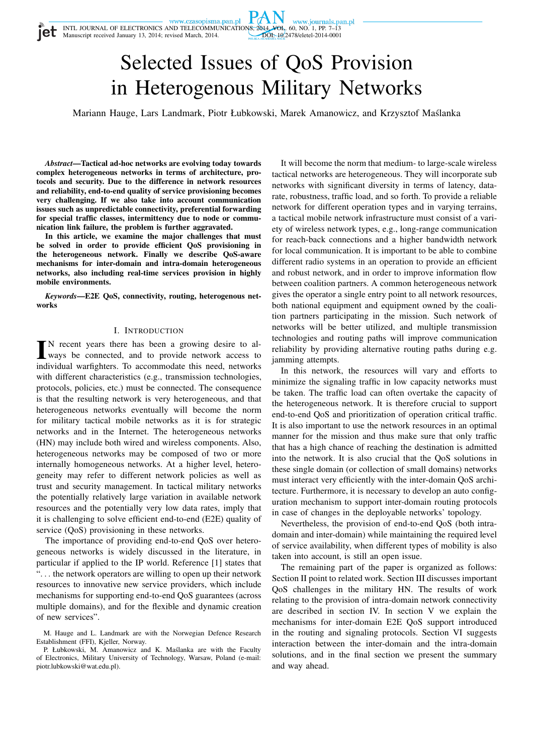# Selected Issues of QoS Provision in Heterogenous Military Networks

Mariann Hauge, Lars Landmark, Piotr Łubkowski, Marek Amanowicz, and Krzysztof Maślanka

***Abstract*—Tactical ad-hoc networks are evolving today towards complex heterogeneous networks in terms of architecture, protocols and security. Due to the difference in network resources and reliability, end-to-end quality of service provisioning becomes very challenging. If we also take into account communication issues such as unpredictable connectivity, preferential forwarding for special traffic classes, intermittency due to node or communication link failure, the problem is further aggravated.**

**In this article, we examine the major challenges that must be solved in order to provide efficient QoS provisioning in the heterogeneous network. Finally we describe QoS-aware mechanisms for inter-domain and intra-domain heterogeneous networks, also including real-time services provision in highly mobile environments.**

***Keywords*—E2E QoS, connectivity, routing, heterogenous networks**

## I. Introduction

In recent years there has been a growing desire to always be connected, and to provide network access to individual warfighters. To accommodate this need, networks with different characteristics (e.g., transmission technologies, protocols, policies, etc.) must be connected. The consequence is that the resulting network is very heterogeneous, and that heterogeneous networks eventually will become the norm for military tactical mobile networks as it is for strategic networks and in the Internet. The heterogeneous networks (HN) may include both wired and wireless components. Also, heterogeneous networks may be composed of two or more internally homogeneous networks. At a higher level, heterogeneity may refer to different network policies as well as trust and security management. In tactical military networks the potentially relatively large variation in available network resources and the potentially very low data rates, imply that it is challenging to solve efficient end-to-end (E2E) quality of service (QoS) provisioning in these networks.

The importance of providing end-to-end QoS over heterogeneous networks is widely discussed in the literature, in particular if applied to the IP world. Reference [1] states that "... the network operators are willing to open up their network resources to innovative new service providers, which include mechanisms for supporting end-to-end QoS guarantees (across multiple domains), and for the flexible and dynamic creation of new services".

M. Hauge and L. Landmark are with the Norwegian Defence Research Establishment (FFI), Kjeller, Norway.

P. Łubkowski, M. Amanowicz and K. Maślanka are with the Faculty of Electronics, Military University of Technology, Warsaw, Poland (e-mail: piotr.lubkowski@wat.edu.pl).

It will become the norm that medium- to large-scale wireless tactical networks are heterogeneous. They will incorporate sub networks with significant diversity in terms of latency, datarate, robustness, traffic load, and so forth. To provide a reliable network for different operation types and in varying terrains, a tactical mobile network infrastructure must consist of a variety of wireless network types, e.g., long-range communication for reach-back connections and a higher bandwidth network for local communication. It is important to be able to combine different radio systems in an operation to provide an efficient and robust network, and in order to improve information flow between coalition partners. A common heterogeneous network gives the operator a single entry point to all network resources, both national equipment and equipment owned by the coalition partners participating in the mission. Such network of networks will be better utilized, and multiple transmission technologies and routing paths will improve communication reliability by providing alternative routing paths during e.g. jamming attempts.

In this network, the resources will vary and efforts to minimize the signaling traffic in low capacity networks must be taken. The traffic load can often overtake the capacity of the heterogeneous network. It is therefore crucial to support end-to-end QoS and prioritization of operation critical traffic. It is also important to use the network resources in an optimal manner for the mission and thus make sure that only traffic that has a high chance of reaching the destination is admitted into the network. It is also crucial that the QoS solutions in these single domain (or collection of small domains) networks must interact very efficiently with the inter-domain QoS architecture. Furthermore, it is necessary to develop an auto configuration mechanism to support inter-domain routing protocols in case of changes in the deployable networks' topology.

Nevertheless, the provision of end-to-end QoS (both intra-domain and inter-domain) while maintaining the required level of service availability, when different types of mobility is also taken into account, is still an open issue.

The remaining part of the paper is organized as follows: Section II point to related work. Section III discusses important QoS challenges in the military HN. The results of work relating to the provision of intra-domain network connectivity are described in section IV. In section V we explain the mechanisms for inter-domain E2E QoS support introduced in the routing and signaling protocols. Section VI suggests interaction between the inter-domain and the intra-domain solutions, and in the final section we present the summary and way ahead.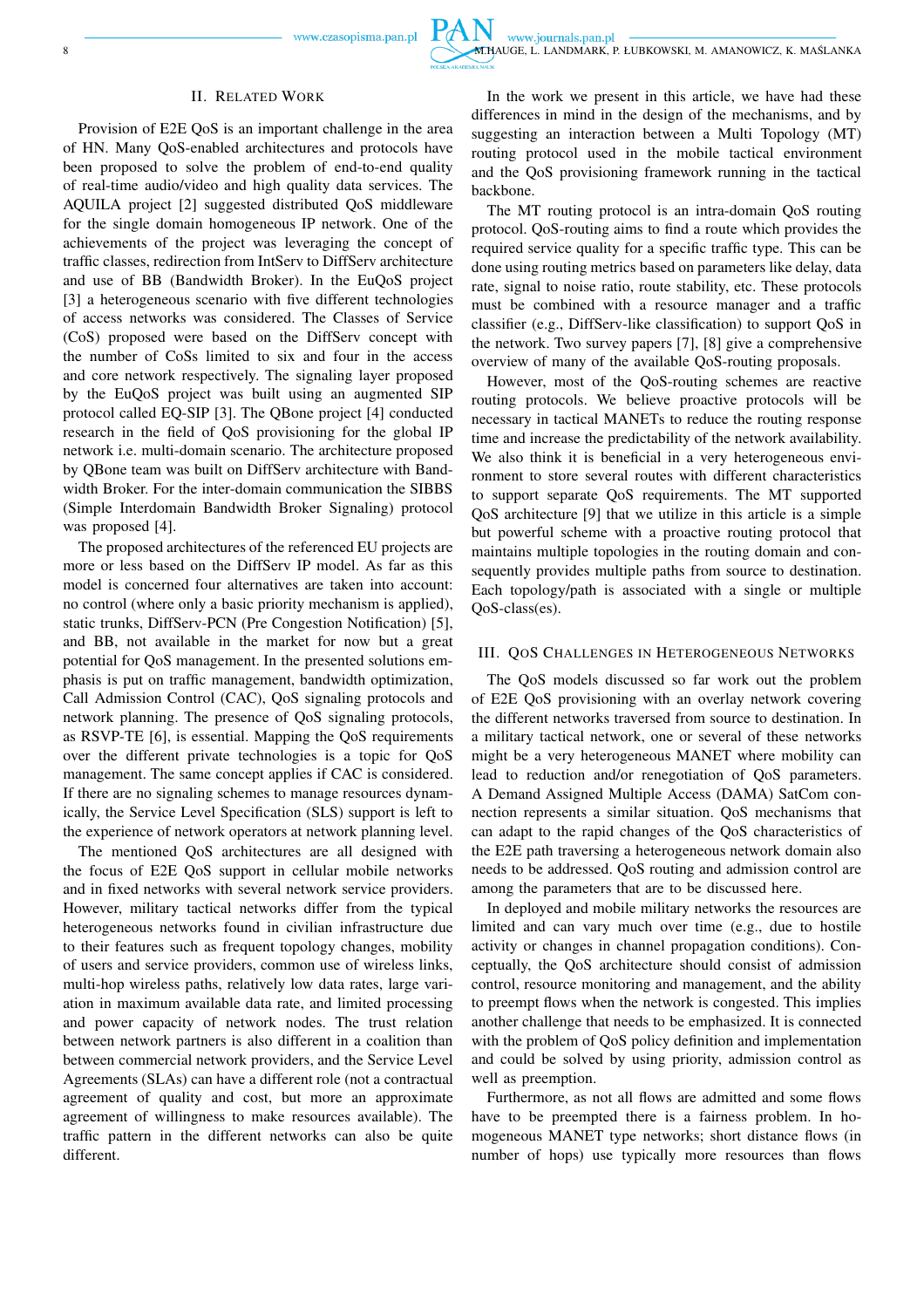## II. Related Work

Provision of E2E QoS is an important challenge in the area of HN. Many QoS-enabled architectures and protocols have been proposed to solve the problem of end-to-end quality of real-time audio/video and high quality data services. The AQUILA project [2] suggested distributed QoS middleware for the single domain homogeneous IP network. One of the achievements of the project was leveraging the concept of traffic classes, redirection from IntServ to DiffServ architecture and use of BB (Bandwidth Broker). In the EuQoS project [3] a heterogeneous scenario with five different technologies of access networks was considered. The Classes of Service (CoS) proposed were based on the DiffServ concept with the number of CoSs limited to six and four in the access and core network respectively. The signaling layer proposed by the EuQoS project was built using an augmented SIP protocol called EQ-SIP [3]. The QBone project [4] conducted research in the field of QoS provisioning for the global IP network i.e. multi-domain scenario. The architecture proposed by QBone team was built on DiffServ architecture with Bandwidth Broker. For the inter-domain communication the SIBBS (Simple Interdomain Bandwidth Broker Signaling) protocol was proposed [4].

The proposed architectures of the referenced EU projects are more or less based on the DiffServ IP model. As far as this model is concerned four alternatives are taken into account: no control (where only a basic priority mechanism is applied), static trunks, DiffServ-PCN (Pre Congestion Notification) [5], and BB, not available in the market for now but a great potential for QoS management. In the presented solutions emphasis is put on traffic management, bandwidth optimization, Call Admission Control (CAC), QoS signaling protocols and network planning. The presence of QoS signaling protocols, as RSVP-TE [6], is essential. Mapping the QoS requirements over the different private technologies is a topic for QoS management. The same concept applies if CAC is considered. If there are no signaling schemes to manage resources dynamically, the Service Level Specification (SLS) support is left to the experience of network operators at network planning level.

The mentioned QoS architectures are all designed with the focus of E2E QoS support in cellular mobile networks and in fixed networks with several network service providers. However, military tactical networks differ from the typical heterogeneous networks found in civilian infrastructure due to their features such as frequent topology changes, mobility of users and service providers, common use of wireless links, multi-hop wireless paths, relatively low data rates, large variation in maximum available data rate, and limited processing and power capacity of network nodes. The trust relation between network partners is also different in a coalition than between commercial network providers, and the Service Level Agreements (SLAs) can have a different role (not a contractual agreement of quality and cost, but more an approximate agreement of willingness to make resources available). The traffic pattern in the different networks can also be quite different.

In the work we present in this article, we have had these differences in mind in the design of the mechanisms, and by suggesting an interaction between a Multi Topology (MT) routing protocol used in the mobile tactical environment and the QoS provisioning framework running in the tactical backbone.

The MT routing protocol is an intra-domain QoS routing protocol. QoS-routing aims to find a route which provides the required service quality for a specific traffic type. This can be done using routing metrics based on parameters like delay, data rate, signal to noise ratio, route stability, etc. These protocols must be combined with a resource manager and a traffic classifier (e.g., DiffServ-like classification) to support QoS in the network. Two survey papers [7], [8] give a comprehensive overview of many of the available QoS-routing proposals.

However, most of the QoS-routing schemes are reactive routing protocols. We believe proactive protocols will be necessary in tactical MANETs to reduce the routing response time and increase the predictability of the network availability. We also think it is beneficial in a very heterogeneous environment to store several routes with different characteristics to support separate QoS requirements. The MT supported QoS architecture [9] that we utilize in this article is a simple but powerful scheme with a proactive routing protocol that maintains multiple topologies in the routing domain and consequently provides multiple paths from source to destination. Each topology/path is associated with a single or multiple QoS-class(es).

## III. QoS Challenges in Heterogeneous Networks

The QoS models discussed so far work out the problem of E2E QoS provisioning with an overlay network covering the different networks traversed from source to destination. In a military tactical network, one or several of these networks might be a very heterogeneous MANET where mobility can lead to reduction and/or renegotiation of QoS parameters. A Demand Assigned Multiple Access (DAMA) SatCom connection represents a similar situation. QoS mechanisms that can adapt to the rapid changes of the QoS characteristics of the E2E path traversing a heterogeneous network domain also needs to be addressed. QoS routing and admission control are among the parameters that are to be discussed here.

In deployed and mobile military networks the resources are limited and can vary much over time (e.g., due to hostile activity or changes in channel propagation conditions). Conceptually, the QoS architecture should consist of admission control, resource monitoring and management, and the ability to preempt flows when the network is congested. This implies another challenge that needs to be emphasized. It is connected with the problem of QoS policy definition and implementation and could be solved by using priority, admission control as well as preemption.

Furthermore, as not all flows are admitted and some flows have to be preempted there is a fairness problem. In homogeneous MANET type networks; short distance flows (in number of hops) use typically more resources than flows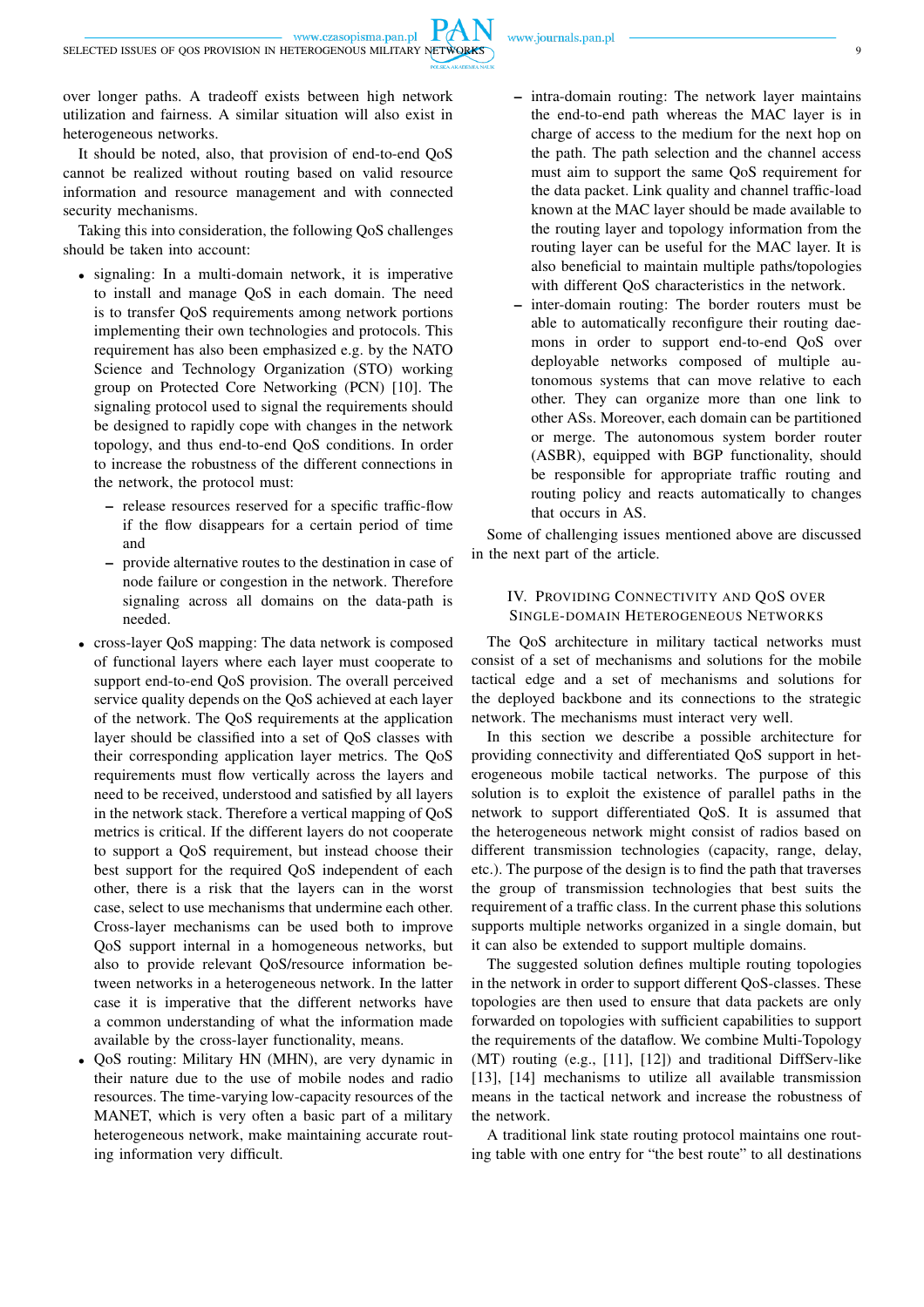over longer paths. A tradeoff exists between high network utilization and fairness. A similar situation will also exist in heterogeneous networks.

It should be noted, also, that provision of end-to-end QoS cannot be realized without routing based on valid resource information and resource management and with connected security mechanisms.

Taking this into consideration, the following QoS challenges should be taken into account:

- signaling: In a multi-domain network, it is imperative to install and manage QoS in each domain. The need is to transfer QoS requirements among network portions implementing their own technologies and protocols. This requirement has also been emphasized e.g. by the NATO Science and Technology Organization (STO) working group on Protected Core Networking (PCN) [10]. The signaling protocol used to signal the requirements should be designed to rapidly cope with changes in the network topology, and thus end-to-end QoS conditions. In order to increase the robustness of the different connections in the network, the protocol must:
  - release resources reserved for a specific traffic-flow if the flow disappears for a certain period of time and
  - provide alternative routes to the destination in case of node failure or congestion in the network. Therefore signaling across all domains on the data-path is needed.
- cross-layer QoS mapping: The data network is composed of functional layers where each layer must cooperate to support end-to-end QoS provision. The overall perceived service quality depends on the QoS achieved at each layer of the network. The QoS requirements at the application layer should be classified into a set of QoS classes with their corresponding application layer metrics. The QoS requirements must flow vertically across the layers and need to be received, understood and satisfied by all layers in the network stack. Therefore a vertical mapping of QoS metrics is critical. If the different layers do not cooperate to support a QoS requirement, but instead choose their best support for the required QoS independent of each other, there is a risk that the layers can in the worst case, select to use mechanisms that undermine each other. Cross-layer mechanisms can be used both to improve QoS support internal in a homogeneous networks, but also to provide relevant QoS/resource information between networks in a heterogeneous network. In the latter case it is imperative that the different networks have a common understanding of what the information made available by the cross-layer functionality, means.
- QoS routing: Military HN (MHN), are very dynamic in their nature due to the use of mobile nodes and radio resources. The time-varying low-capacity resources of the MANET, which is very often a basic part of a military heterogeneous network, make maintaining accurate routing information very difficult.
  - intra-domain routing: The network layer maintains the end-to-end path whereas the MAC layer is in charge of access to the medium for the next hop on the path. The path selection and the channel access must aim to support the same QoS requirement for the data packet. Link quality and channel traffic-load known at the MAC layer should be made available to the routing layer and topology information from the routing layer can be useful for the MAC layer. It is also beneficial to maintain multiple paths/topologies with different QoS characteristics in the network.
  - inter-domain routing: The border routers must be able to automatically reconfigure their routing daemons in order to support end-to-end QoS over deployable networks composed of multiple autonomous systems that can move relative to each other. They can organize more than one link to other ASs. Moreover, each domain can be partitioned or merge. The autonomous system border router (ASBR), equipped with BGP functionality, should be responsible for appropriate traffic routing and routing policy and reacts automatically to changes that occurs in AS.

Some of challenging issues mentioned above are discussed in the next part of the article.

## IV. Providing Connectivity and QoS over Single-Domain Heterogeneous Networks

The QoS architecture in military tactical networks must consist of a set of mechanisms and solutions for the mobile tactical edge and a set of mechanisms and solutions for the deployed backbone and its connections to the strategic network. The mechanisms must interact very well.

In this section we describe a possible architecture for providing connectivity and differentiated QoS support in heterogeneous mobile tactical networks. The purpose of this solution is to exploit the existence of parallel paths in the network to support differentiated QoS. It is assumed that the heterogeneous network might consist of radios based on different transmission technologies (capacity, range, delay, etc.). The purpose of the design is to find the path that traverses the group of transmission technologies that best suits the requirement of a traffic class. In the current phase this solutions supports multiple networks organized in a single domain, but it can also be extended to support multiple domains.

The suggested solution defines multiple routing topologies in the network in order to support different QoS-classes. These topologies are then used to ensure that data packets are only forwarded on topologies with sufficient capabilities to support the requirements of the dataflow. We combine Multi-Topology (MT) routing (e.g., [11], [12]) and traditional DiffServ-like [13], [14] mechanisms to utilize all available transmission means in the tactical network and increase the robustness of the network.

A traditional link state routing protocol maintains one routing table with one entry for "the best route" to all destinations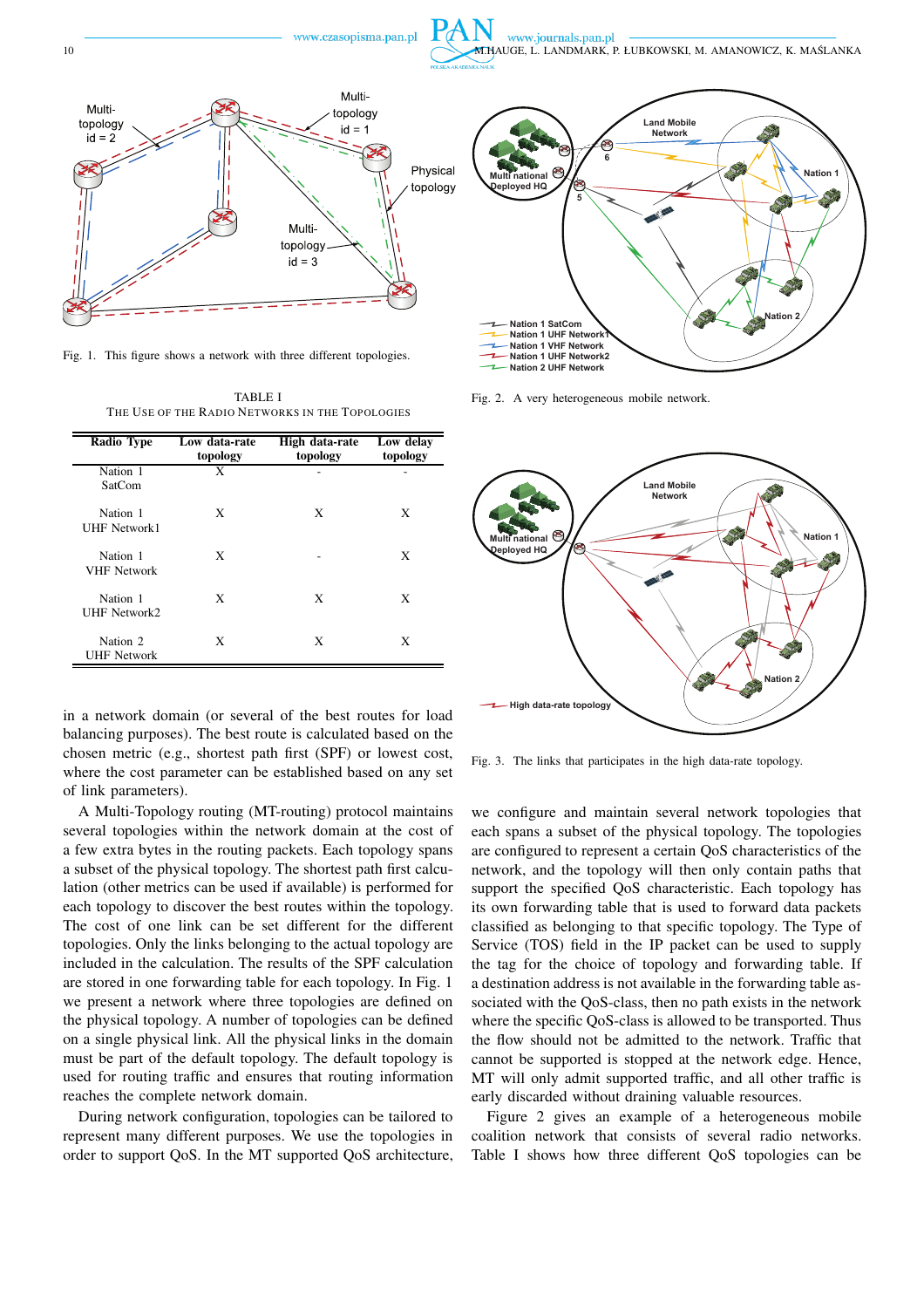Fig. 1. This figure shows a network with three different topologies.

Fig. 2. A very heterogeneous mobile network.

TABLE I
THE USE OF THE RADIO NETWORKS IN THE TOPOLOGIES

| Radio Type | Low data-rate topology | High data-rate topology | Low delay topology |
|---|---|---|---|
| Nation 1 SatCom | X | - | - |
| Nation 1 UHF Network1 | X | X | X |
| Nation 1 VHF Network | X | - | X |
| Nation 1 UHF Network2 | X | X | X |
| Nation 2 UHF Network | X | X | X |

Fig. 3. The links that participates in the high data-rate topology.

in a network domain (or several of the best routes for load balancing purposes). The best route is calculated based on the chosen metric (e.g., shortest path first (SPF) or lowest cost, where the cost parameter can be established based on any set of link parameters).

A Multi-Topology routing (MT-routing) protocol maintains several topologies within the network domain at the cost of a few extra bytes in the routing packets. Each topology spans a subset of the physical topology. The shortest path first calculation (other metrics can be used if available) is performed for each topology to discover the best routes within the topology. The cost of one link can be set different for the different topologies. Only the links belonging to the actual topology are included in the calculation. The results of the SPF calculation are stored in one forwarding table for each topology. In Fig. 1 we present a network where three topologies are defined on the physical topology. A number of topologies can be defined on a single physical link. All the physical links in the domain must be part of the default topology. The default topology is used for routing traffic and ensures that routing information reaches the complete network domain.

During network configuration, topologies can be tailored to represent many different purposes. We use the topologies in order to support QoS. In the MT supported QoS architecture, we configure and maintain several network topologies that each spans a subset of the physical topology. The topologies are configured to represent a certain QoS characteristics of the network, and the topology will then only contain paths that support the specified QoS characteristic. Each topology has its own forwarding table that is used to forward data packets classified as belonging to that specific topology. The Type of Service (TOS) field in the IP packet can be used to supply the tag for the choice of topology and forwarding table. If a destination address is not available in the forwarding table associated with the QoS-class, then no path exists in the network where the specific QoS-class is allowed to be transported. Thus the flow should not be admitted to the network. Traffic that cannot be supported is stopped at the network edge. Hence, MT will only admit supported traffic, and all other traffic is early discarded without draining valuable resources.

Figure 2 gives an example of a heterogeneous mobile coalition network that consists of several radio networks. Table I shows how three different QoS topologies can be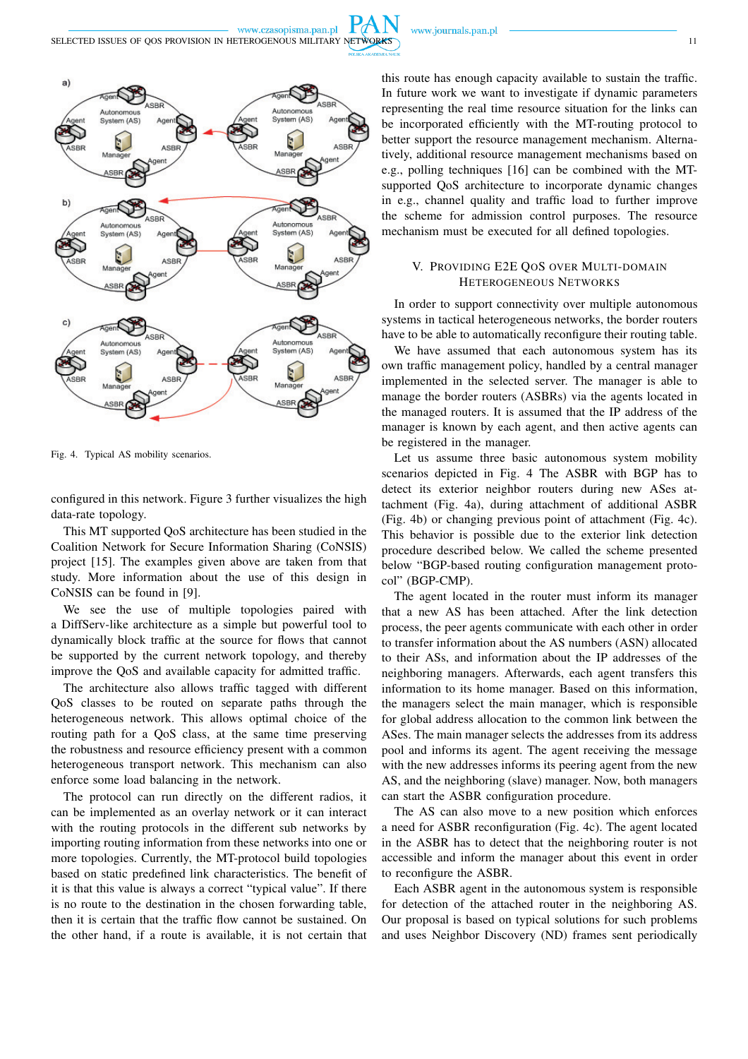Fig. 4. Typical AS mobility scenarios.

configured in this network. Figure 3 further visualizes the high data-rate topology.

This MT supported QoS architecture has been studied in the Coalition Network for Secure Information Sharing (CoNSIS) project [15]. The examples given above are taken from that study. More information about the use of this design in CoNSIS can be found in [9].

We see the use of multiple topologies paired with a DiffServ-like architecture as a simple but powerful tool to dynamically block traffic at the source for flows that cannot be supported by the current network topology, and thereby improve the QoS and available capacity for admitted traffic.

The architecture also allows traffic tagged with different QoS classes to be routed on separate paths through the heterogeneous network. This allows optimal choice of the routing path for a QoS class, at the same time preserving the robustness and resource efficiency present with a common heterogeneous transport network. This mechanism can also enforce some load balancing in the network.

The protocol can run directly on the different radios, it can be implemented as an overlay network or it can interact with the routing protocols in the different sub networks by importing routing information from these networks into one or more topologies. Currently, the MT-protocol build topologies based on static predefined link characteristics. The benefit of it is that this value is always a correct "typical value". If there is no route to the destination in the chosen forwarding table, then it is certain that the traffic flow cannot be sustained. On the other hand, if a route is available, it is not certain that this route has enough capacity available to sustain the traffic. In future work we want to investigate if dynamic parameters representing the real time resource situation for the links can be incorporated efficiently with the MT-routing protocol to better support the resource management mechanism. Alternatively, additional resource management mechanisms based on e.g., polling techniques [16] can be combined with the MT-supported QoS architecture to incorporate dynamic changes in e.g., channel quality and traffic load to further improve the scheme for admission control purposes. The resource mechanism must be executed for all defined topologies.

## V. Providing E2E QoS over Multi-domain Heterogeneous Networks

In order to support connectivity over multiple autonomous systems in tactical heterogeneous networks, the border routers have to be able to automatically reconfigure their routing table.

We have assumed that each autonomous system has its own traffic management policy, handled by a central manager implemented in the selected server. The manager is able to manage the border routers (ASBRs) via the agents located in the managed routers. It is assumed that the IP address of the manager is known by each agent, and then active agents can be registered in the manager.

Let us assume three basic autonomous system mobility scenarios depicted in Fig. 4 The ASBR with BGP has to detect its exterior neighbor routers during new ASes attachment (Fig. 4a), during attachment of additional ASBR (Fig. 4b) or changing previous point of attachment (Fig. 4c). This behavior is possible due to the exterior link detection procedure described below. We called the scheme presented below "BGP-based routing configuration management protocol" (BGP-CMP).

The agent located in the router must inform its manager that a new AS has been attached. After the link detection process, the peer agents communicate with each other in order to transfer information about the AS numbers (ASN) allocated to their ASs, and information about the IP addresses of the neighboring managers. Afterwards, each agent transfers this information to its home manager. Based on this information, the managers select the main manager, which is responsible for global address allocation to the common link between the ASes. The main manager selects the addresses from its address pool and informs its agent. The agent receiving the message with the new addresses informs its peering agent from the new AS, and the neighboring (slave) manager. Now, both managers can start the ASBR configuration procedure.

The AS can also move to a new position which enforces a need for ASBR reconfiguration (Fig. 4c). The agent located in the ASBR has to detect that the neighboring router is not accessible and inform the manager about this event in order to reconfigure the ASBR.

Each ASBR agent in the autonomous system is responsible for detection of the attached router in the neighboring AS. Our proposal is based on typical solutions for such problems and uses Neighbor Discovery (ND) frames sent periodically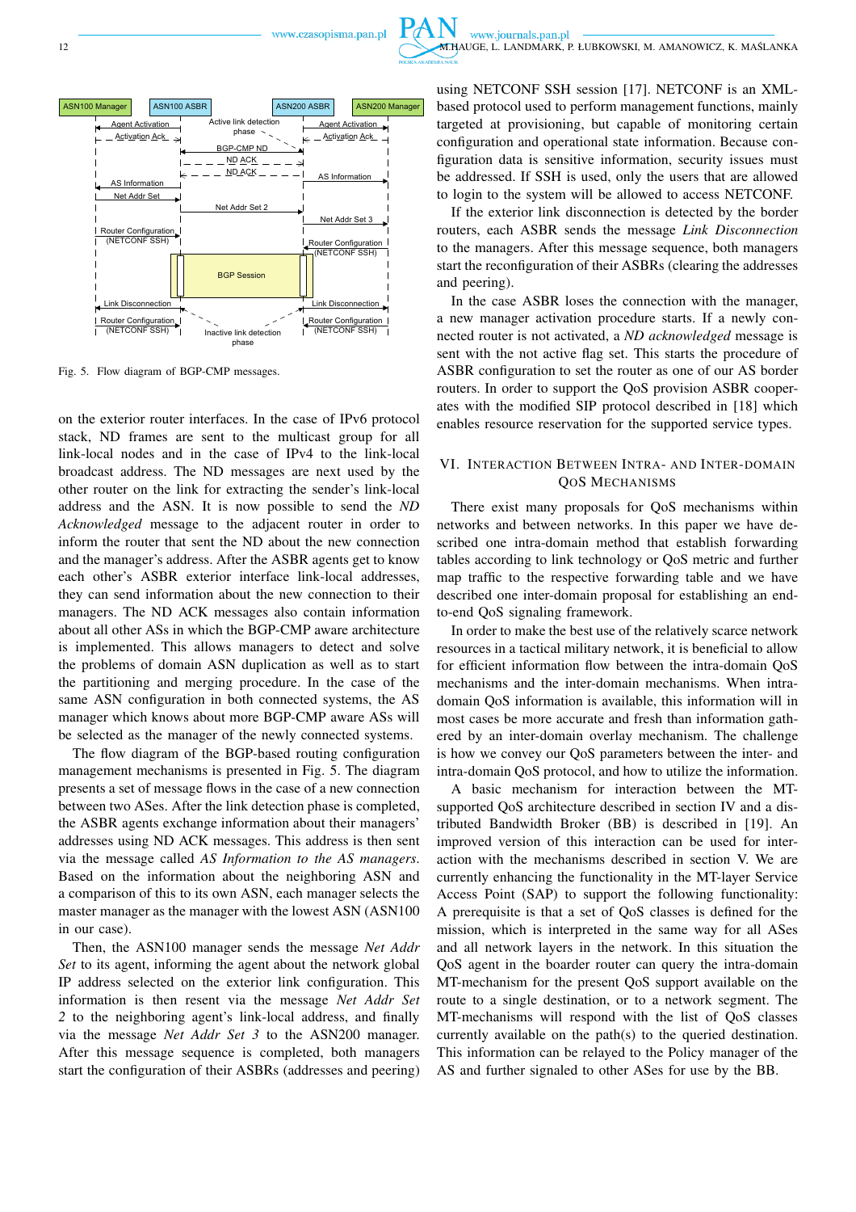Fig. 5. Flow diagram of BGP-CMP messages.

on the exterior router interfaces. In the case of IPv6 protocol stack, ND frames are sent to the multicast group for all link-local nodes and in the case of IPv4 to the link-local broadcast address. The ND messages are next used by the other router on the link for extracting the sender's link-local address and the ASN. It is now possible to send the *ND Acknowledged* message to the adjacent router in order to inform the router that sent the ND about the new connection and the manager's address. After the ASBR agents get to know each other's ASBR exterior interface link-local addresses, they can send information about the new connection to their managers. The ND ACK messages also contain information about all other ASs in which the BGP-CMP aware architecture is implemented. This allows managers to detect and solve the problems of domain ASN duplication as well as to start the partitioning and merging procedure. In the case of the same ASN configuration in both connected systems, the AS manager which knows about more BGP-CMP aware ASs will be selected as the manager of the newly connected systems.

The flow diagram of the BGP-based routing configuration management mechanisms is presented in Fig. 5. The diagram presents a set of message flows in the case of a new connection between two ASes. After the link detection phase is completed, the ASBR agents exchange information about their managers' addresses using ND ACK messages. This address is then sent via the message called *AS Information to the AS managers*. Based on the information about the neighboring ASN and a comparison of this to its own ASN, each manager selects the master manager as the manager with the lowest ASN (ASN100 in our case).

Then, the ASN100 manager sends the message *Net Addr Set* to its agent, informing the agent about the network global IP address selected on the exterior link configuration. This information is then resent via the message *Net Addr Set 2* to the neighboring agent's link-local address, and finally via the message *Net Addr Set 3* to the ASN200 manager. After this message sequence is completed, both managers start the configuration of their ASBRs (addresses and peering) using NETCONF SSH session [17]. NETCONF is an XML-based protocol used to perform management functions, mainly targeted at provisioning, but capable of monitoring certain configuration and operational state information. Because configuration data is sensitive information, security issues must be addressed. If SSH is used, only the users that are allowed to login to the system will be allowed to access NETCONF.

If the exterior link disconnection is detected by the border routers, each ASBR sends the message *Link Disconnection* to the managers. After this message sequence, both managers start the reconfiguration of their ASBRs (clearing the addresses and peering).

In the case ASBR loses the connection with the manager, a new manager activation procedure starts. If a newly connected router is not activated, a *ND acknowledged* message is sent with the not active flag set. This starts the procedure of ASBR configuration to set the router as one of our AS border routers. In order to support the QoS provision ASBR cooperates with the modified SIP protocol described in [18] which enables resource reservation for the supported service types.

## VI. Interaction Between Intra- and Inter-Domain QoS Mechanisms

There exist many proposals for QoS mechanisms within networks and between networks. In this paper we have described one intra-domain method that establish forwarding tables according to link technology or QoS metric and further map traffic to the respective forwarding table and we have described one inter-domain proposal for establishing an end-to-end QoS signaling framework.

In order to make the best use of the relatively scarce network resources in a tactical military network, it is beneficial to allow for efficient information flow between the intra-domain QoS mechanisms and the inter-domain mechanisms. When intra-domain QoS information is available, this information will in most cases be more accurate and fresh than information gathered by an inter-domain overlay mechanism. The challenge is how we convey our QoS parameters between the inter- and intra-domain QoS protocol, and how to utilize the information.

A basic mechanism for interaction between the MT-supported QoS architecture described in section IV and a distributed Bandwidth Broker (BB) is described in [19]. An improved version of this interaction can be used for interaction with the mechanisms described in section V. We are currently enhancing the functionality in the MT-layer Service Access Point (SAP) to support the following functionality: A prerequisite is that a set of QoS classes is defined for the mission, which is interpreted in the same way for all ASes and all network layers in the network. In this situation the QoS agent in the boarder router can query the intra-domain MT-mechanism for the present QoS support available on the route to a single destination, or to a network segment. The MT-mechanisms will respond with the list of QoS classes currently available on the path(s) to the queried destination. This information can be relayed to the Policy manager of the AS and further signaled to other ASes for use by the BB.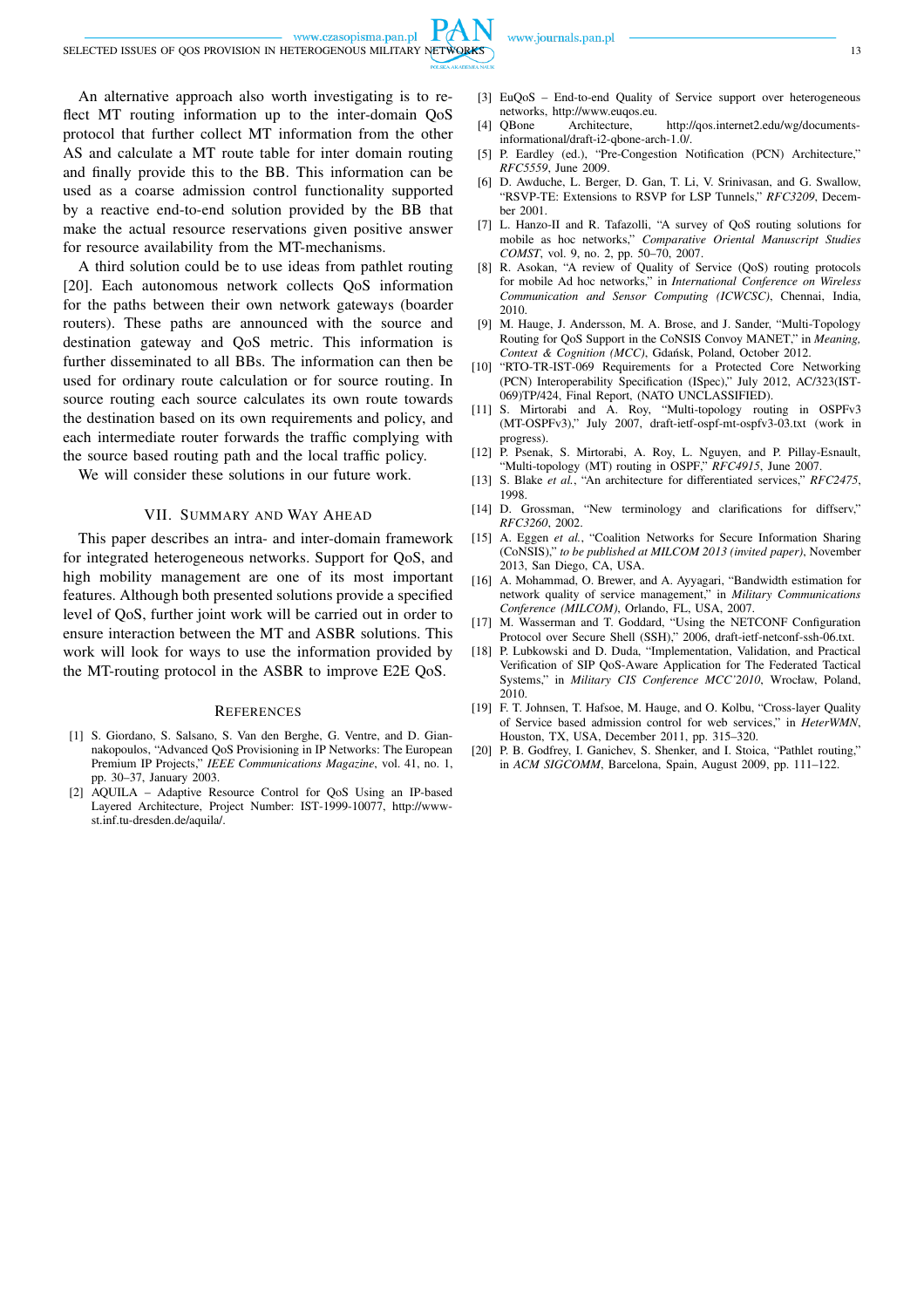An alternative approach also worth investigating is to reflect MT routing information up to the inter-domain QoS protocol that further collect MT information from the other AS and calculate a MT route table for inter domain routing and finally provide this to the BB. This information can be used as a coarse admission control functionality supported by a reactive end-to-end solution provided by the BB that make the actual resource reservations given positive answer for resource availability from the MT-mechanisms.

A third solution could be to use ideas from pathlet routing [20]. Each autonomous network collects QoS information for the paths between their own network gateways (boarder routers). These paths are announced with the source and destination gateway and QoS metric. This information is further disseminated to all BBs. The information can then be used for ordinary route calculation or for source routing. In source routing each source calculates its own route towards the destination based on its own requirements and policy, and each intermediate router forwards the traffic complying with the source based routing path and the local traffic policy.

We will consider these solutions in our future work.

## VII. Summary and Way Ahead

This paper describes an intra- and inter-domain framework for integrated heterogeneous networks. Support for QoS, and high mobility management are one of its most important features. Although both presented solutions provide a specified level of QoS, further joint work will be carried out in order to ensure interaction between the MT and ASBR solutions. This work will look for ways to use the information provided by the MT-routing protocol in the ASBR to improve E2E QoS.

## References

[1] S. Giordano, S. Salsano, S. Van den Berghe, G. Ventre, and D. Giannakopoulos, "Advanced QoS Provisioning in IP Networks: The European Premium IP Projects," *IEEE Communications Magazine*, vol. 41, no. 1, pp. 30–37, January 2003.

[2] AQUILA – Adaptive Resource Control for QoS Using an IP-based Layered Architecture, Project Number: IST-1999-10077, http://www-st.inf.tu-dresden.de/aquila/.

[3] EuQoS – End-to-end Quality of Service support over heterogeneous networks, http://www.euqos.eu.

[4] QBone Architecture, http://qos.internet2.edu/wg/documents-informational/draft-i2-qbone-arch-1.0/.

[5] P. Eardley (ed.), "Pre-Congestion Notification (PCN) Architecture," *RFC5559*, June 2009.

[6] D. Awduche, L. Berger, D. Gan, T. Li, V. Srinivasan, and G. Swallow, "RSVP-TE: Extensions to RSVP for LSP Tunnels," *RFC3209*, December 2001.

[7] L. Hanzo-II and R. Tafazolli, "A survey of QoS routing solutions for mobile as hoc networks," *Comparative Oriental Manuscript Studies COMST*, vol. 9, no. 2, pp. 50–70, 2007.

[8] R. Asokan, "A review of Quality of Service (QoS) routing protocols for mobile Ad hoc networks," in *International Conference on Wireless Communication and Sensor Computing (ICWCSC)*, Chennai, India, 2010.

[9] M. Hauge, J. Andersson, M. A. Brose, and J. Sander, "Multi-Topology Routing for QoS Support in the CoNSIS Convoy MANET," in *Meaning, Context & Cognition (MCC)*, Gdańsk, Poland, October 2012.

[10] "RTO-TR-IST-069 Requirements for a Protected Core Networking (PCN) Interoperability Specification (ISpec)," July 2012, AC/323(IST-069)TP/424, Final Report, (NATO UNCLASSIFIED).

[11] S. Mirtorabi and A. Roy, "Multi-topology routing in OSPFv3 (MT-OSPFv3)," July 2007, draft-ietf-ospf-mt-ospfv3-03.txt (work in progress).

[12] P. Psenak, S. Mirtorabi, A. Roy, L. Nguyen, and P. Pillay-Esnault, "Multi-topology (MT) routing in OSPF," *RFC4915*, June 2007.

[13] S. Blake *et al.*, "An architecture for differentiated services," *RFC2475*, 1998.

[14] D. Grossman, "New terminology and clarifications for diffserv," *RFC3260*, 2002.

[15] A. Eggen *et al.*, "Coalition Networks for Secure Information Sharing (CoNSIS)," *to be published at MILCOM 2013 (invited paper)*, November 2013, San Diego, CA, USA.

[16] A. Mohammad, O. Brewer, and A. Ayyagari, "Bandwidth estimation for network quality of service management," in *Military Communications Conference (MILCOM)*, Orlando, FL, USA, 2007.

[17] M. Wasserman and T. Goddard, "Using the NETCONF Configuration Protocol over Secure Shell (SSH)," 2006, draft-ietf-netconf-ssh-06.txt.

[18] P. Lubkowski and D. Duda, "Implementation, Validation, and Practical Verification of SIP QoS-Aware Application for The Federated Tactical Systems," in *Military CIS Conference MCC'2010*, Wrocław, Poland, 2010.

[19] F. T. Johnsen, T. Hafsoe, M. Hauge, and O. Kolbu, "Cross-layer Quality of Service based admission control for web services," in *HeterWMN*, Houston, TX, USA, December 2011, pp. 315–320.

[20] P. B. Godfrey, I. Ganichev, S. Shenker, and I. Stoica, "Pathlet routing," in *ACM SIGCOMM*, Barcelona, Spain, August 2009, pp. 111–122.